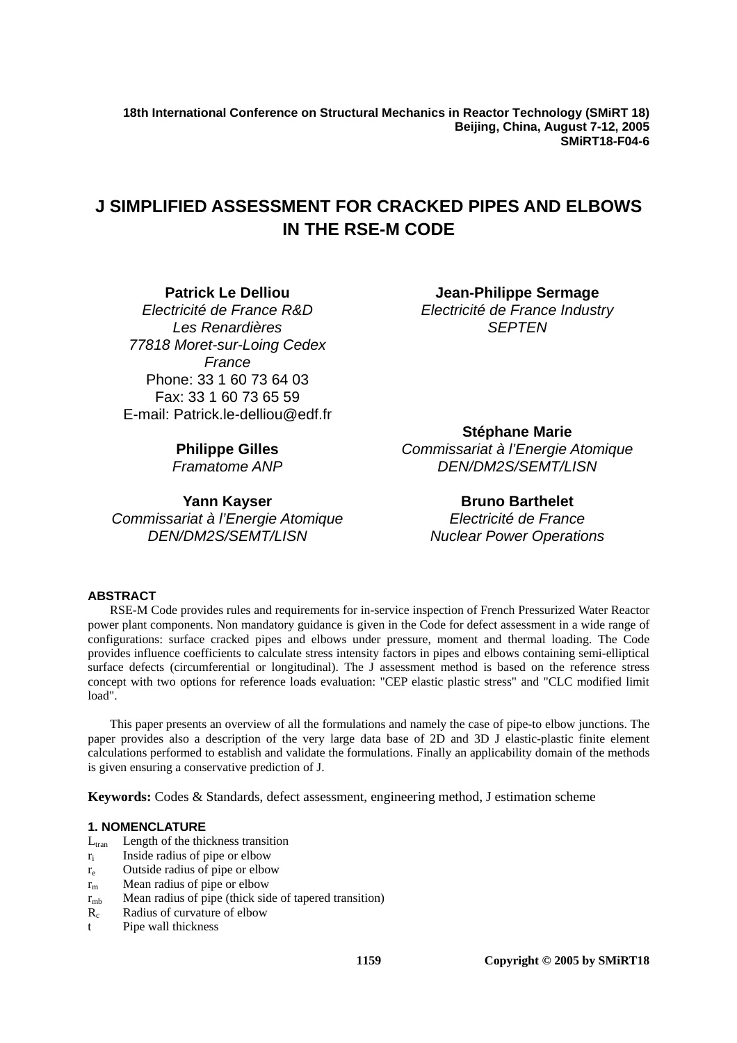18th International Conference on Structural Mechanics in Reactor Technology (SMiRT 18)
Beijing, China, August 7-12, 2005
SMiRT18-F04-6

# J SIMPLIFIED ASSESSMENT FOR CRACKED PIPES AND ELBOWS IN THE RSE-M CODE

**Patrick Le Delliou**
*Electricité de France R&D*
*Les Renardières*
*77818 Moret-sur-Loing Cedex*
*France*
Phone: 33 1 60 73 64 03
Fax: 33 1 60 73 65 59
E-mail: Patrick.le-delliou@edf.fr

**Jean-Philippe Sermage**
*Electricité de France Industry*
*SEPTEN*

**Philippe Gilles**
*Framatome ANP*

**Stéphane Marie**
*Commissariat à l'Energie Atomique*
*DEN/DM2S/SEMT/LISN*

**Yann Kayser**
*Commissariat à l'Energie Atomique*
*DEN/DM2S/SEMT/LISN*

**Bruno Barthelet**
*Electricité de France*
*Nuclear Power Operations*

## ABSTRACT

RSE-M Code provides rules and requirements for in-service inspection of French Pressurized Water Reactor power plant components. Non mandatory guidance is given in the Code for defect assessment in a wide range of configurations: surface cracked pipes and elbows under pressure, moment and thermal loading. The Code provides influence coefficients to calculate stress intensity factors in pipes and elbows containing semi-elliptical surface defects (circumferential or longitudinal). The J assessment method is based on the reference stress concept with two options for reference loads evaluation: "CEP elastic plastic stress" and "CLC modified limit load".

This paper presents an overview of all the formulations and namely the case of pipe-to elbow junctions. The paper provides also a description of the very large data base of 2D and 3D J elastic-plastic finite element calculations performed to establish and validate the formulations. Finally an applicability domain of the methods is given ensuring a conservative prediction of J.

**Keywords:** Codes & Standards, defect assessment, engineering method, J estimation scheme

## 1. NOMENCLATURE

- $L_{tran}$ Length of the thickness transition
- $r_i$ Inside radius of pipe or elbow
- $r_e$ Outside radius of pipe or elbow
- $r_m$ Mean radius of pipe or elbow
- $r_{mb}$ Mean radius of pipe (thick side of tapered transition)
- $R_c$ Radius of curvature of elbow
- $t$ Pipe wall thickness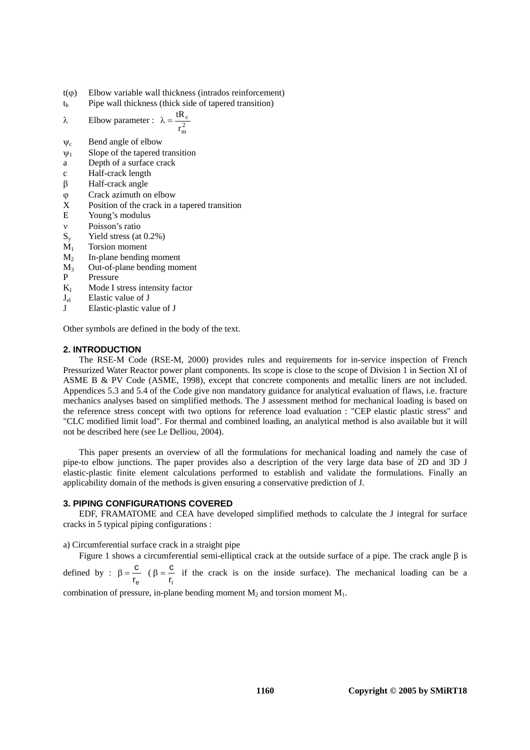$t(\varphi)$ Elbow variable wall thickness (intrados reinforcement)

$t_b$ Pipe wall thickness (thick side of tapered transition)

$\lambda$ Elbow parameter : $\lambda = \frac{tR_c}{r_m^2}$

$\psi_c$ Bend angle of elbow

$\psi_1$ Slope of the tapered transition

a Depth of a surface crack

c Half-crack length

$\beta$ Half-crack angle

$\varphi$ Crack azimuth on elbow

X Position of the crack in a tapered transition

E Young's modulus

$\nu$ Poisson's ratio

$S_y$ Yield stress (at 0.2%)

$M_1$ Torsion moment

$M_2$ In-plane bending moment

$M_3$ Out-of-plane bending moment

P Pressure

$K_I$ Mode I stress intensity factor

$J_{el}$ Elastic value of J

J Elastic-plastic value of J

Other symbols are defined in the body of the text.

## 2. INTRODUCTION

The RSE-M Code (RSE-M, 2000) provides rules and requirements for in-service inspection of French Pressurized Water Reactor power plant components. Its scope is close to the scope of Division 1 in Section XI of ASME B & PV Code (ASME, 1998), except that concrete components and metallic liners are not included. Appendices 5.3 and 5.4 of the Code give non mandatory guidance for analytical evaluation of flaws, i.e. fracture mechanics analyses based on simplified methods. The J assessment method for mechanical loading is based on the reference stress concept with two options for reference load evaluation : "CEP elastic plastic stress" and "CLC modified limit load". For thermal and combined loading, an analytical method is also available but it will not be described here (see Le Delliou, 2004).

This paper presents an overview of all the formulations for mechanical loading and namely the case of pipe-to elbow junctions. The paper provides also a description of the very large data base of 2D and 3D J elastic-plastic finite element calculations performed to establish and validate the formulations. Finally an applicability domain of the methods is given ensuring a conservative prediction of J.

## 3. PIPING CONFIGURATIONS COVERED

EDF, FRAMATOME and CEA have developed simplified methods to calculate the J integral for surface cracks in 5 typical piping configurations :

a) Circumferential surface crack in a straight pipe

Figure 1 shows a circumferential semi-elliptical crack at the outside surface of a pipe. The crack angle $\beta$ is defined by : $\beta = \frac{c}{r_e}$ ($\beta = \frac{c}{r_i}$ if the crack is on the inside surface). The mechanical loading can be a combination of pressure, in-plane bending moment $M_2$ and torsion moment $M_1$.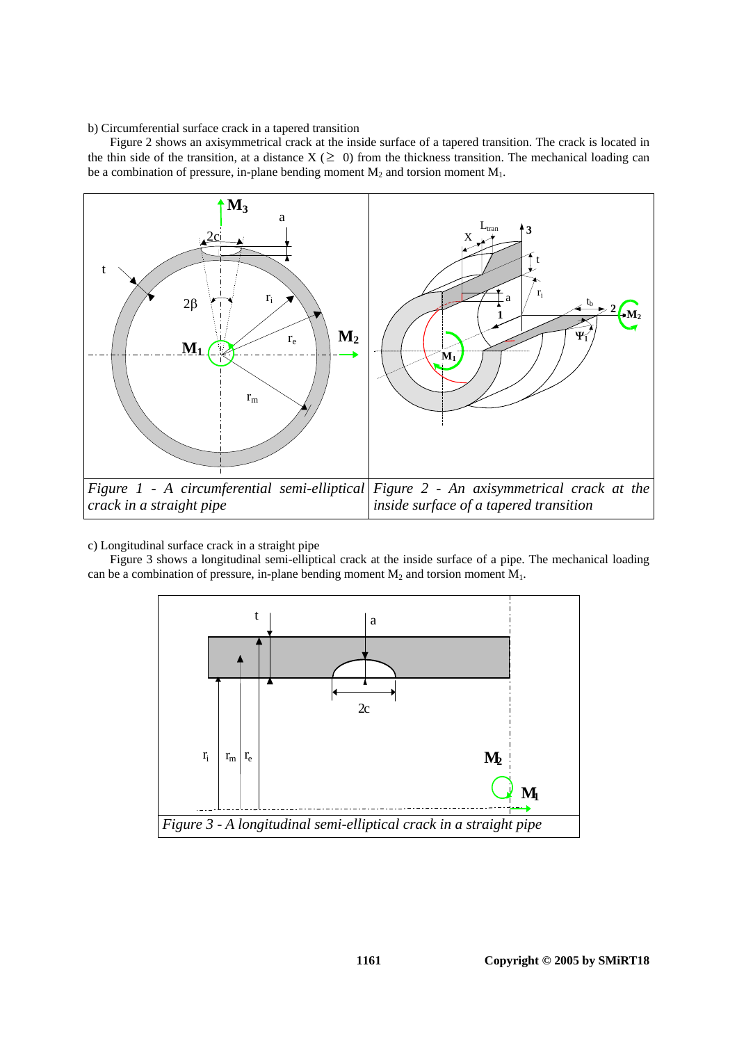b) Circumferential surface crack in a tapered transition

Figure 2 shows an axisymmetrical crack at the inside surface of a tapered transition. The crack is located in the thin side of the transition, at a distance X ($\geq$ 0) from the thickness transition. The mechanical loading can be a combination of pressure, in-plane bending moment $M_2$ and torsion moment $M_1$.

| *Figure 1 - A circumferential semi-elliptical crack in a straight pipe* | *Figure 2 - An axisymmetrical crack at the inside surface of a tapered transition* |
|---|---|

c) Longitudinal surface crack in a straight pipe

Figure 3 shows a longitudinal semi-elliptical crack at the inside surface of a pipe. The mechanical loading can be a combination of pressure, in-plane bending moment $M_2$ and torsion moment $M_1$.

*Figure 3 - A longitudinal semi-elliptical crack in a straight pipe*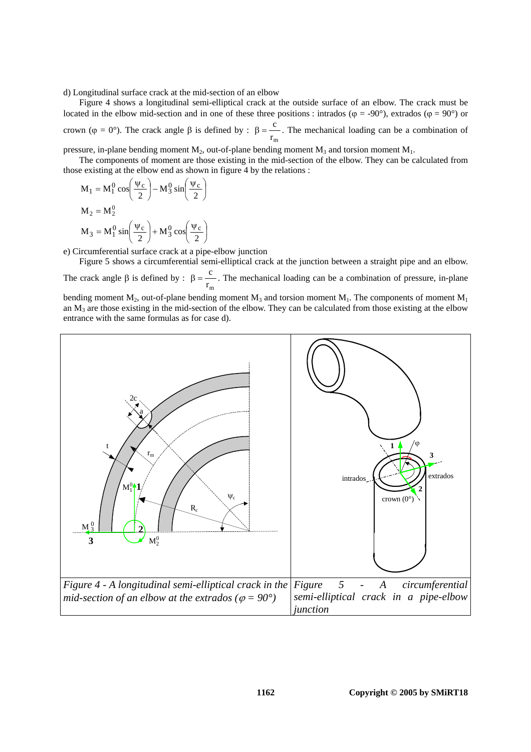d) Longitudinal surface crack at the mid-section of an elbow

Figure 4 shows a longitudinal semi-elliptical crack at the outside surface of an elbow. The crack must be located in the elbow mid-section and in one of these three positions : intrados (φ = -90°), extrados (φ = 90°) or crown (φ = 0°). The crack angle β is defined by : $\beta = \frac{c}{r_m}$. The mechanical loading can be a combination of pressure, in-plane bending moment $M_2$, out-of-plane bending moment $M_3$ and torsion moment $M_1$.

The components of moment are those existing in the mid-section of the elbow. They can be calculated from those existing at the elbow end as shown in figure 4 by the relations :

$$M_1 = M_1^0 \cos\left(\frac{\psi_c}{2}\right) - M_3^0 \sin\left(\frac{\psi_c}{2}\right)$$

$$M_2 = M_2^0$$

$$M_3 = M_1^0 \sin\left(\frac{\psi_c}{2}\right) + M_3^0 \cos\left(\frac{\psi_c}{2}\right)$$

e) Circumferential surface crack at a pipe-elbow junction

Figure 5 shows a circumferential semi-elliptical crack at the junction between a straight pipe and an elbow. The crack angle β is defined by : $\beta = \frac{c}{r_m}$. The mechanical loading can be a combination of pressure, in-plane bending moment $M_2$, out-of-plane bending moment $M_3$ and torsion moment $M_1$. The components of moment $M_1$ an $M_3$ are those existing in the mid-section of the elbow. They can be calculated from those existing at the elbow entrance with the same formulas as for case d).

*Figure 4 - A longitudinal semi-elliptical crack in the mid-section of an elbow at the extrados (φ = 90°)*

*Figure 5 - A circumferential semi-elliptical crack in a pipe-elbow junction*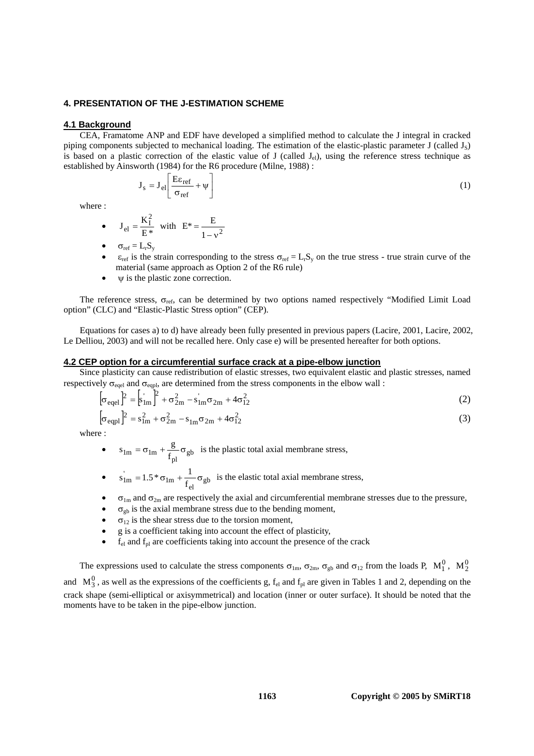## 4. PRESENTATION OF THE J-ESTIMATION SCHEME

### 4.1 Background

CEA, Framatome ANP and EDF have developed a simplified method to calculate the J integral in cracked piping components subjected to mechanical loading. The estimation of the elastic-plastic parameter J (called $J_S$) is based on a plastic correction of the elastic value of J (called $J_{el}$), using the reference stress technique as established by Ainsworth (1984) for the R6 procedure (Milne, 1988) :

$$J_S = J_{el}\left[\frac{E\varepsilon_{ref}}{\sigma_{ref}} + \psi\right] \tag{1}$$

where :

- $J_{el} = \dfrac{K_I^2}{E^*}$ with $E^* = \dfrac{E}{1-\nu^2}$
- $\sigma_{ref} = L_r S_y$
- $\varepsilon_{ref}$ is the strain corresponding to the stress $\sigma_{ref} = L_r S_y$ on the true stress - true strain curve of the material (same approach as Option 2 of the R6 rule)
- $\psi$ is the plastic zone correction.

The reference stress, $\sigma_{ref}$, can be determined by two options named respectively "Modified Limit Load option" (CLC) and "Elastic-Plastic Stress option" (CEP).

Equations for cases a) to d) have already been fully presented in previous papers (Lacire, 2001, Lacire, 2002, Le Delliou, 2003) and will not be recalled here. Only case e) will be presented hereafter for both options.

### 4.2 CEP option for a circumferential surface crack at a pipe-elbow junction

Since plasticity can cause redistribution of elastic stresses, two equivalent elastic and plastic stresses, named respectively $\sigma_{eqel}$ and $\sigma_{eqpl}$, are determined from the stress components in the elbow wall :

$$\left[\sigma_{eqel}\right]^2 = \left[s'_{1m}\right]^2 + \sigma_{2m}^2 - s'_{1m}\sigma_{2m} + 4\sigma_{12}^2 \tag{2}$$

$$\left[\sigma_{eqpl}\right]^2 = s_{1m}^2 + \sigma_{2m}^2 - s_{1m}\sigma_{2m} + 4\sigma_{12}^2 \tag{3}$$

where :

- $s_{1m} = \sigma_{1m} + \dfrac{g}{f_{pl}}\sigma_{gb}$ is the plastic total axial membrane stress,
- $s'_{1m} = 1.5 * \sigma_{1m} + \dfrac{1}{f_{el}}\sigma_{gb}$ is the elastic total axial membrane stress,
- $\sigma_{1m}$ and $\sigma_{2m}$ are respectively the axial and circumferential membrane stresses due to the pressure,
- $\sigma_{gb}$ is the axial membrane stress due to the bending moment,
- $\sigma_{12}$ is the shear stress due to the torsion moment,
- g is a coefficient taking into account the effect of plasticity,
- $f_{el}$ and $f_{pl}$ are coefficients taking into account the presence of the crack

The expressions used to calculate the stress components $\sigma_{1m}$, $\sigma_{2m}$, $\sigma_{gb}$ and $\sigma_{12}$ from the loads P, $M_1^0$, $M_2^0$ and $M_3^0$, as well as the expressions of the coefficients g, $f_{el}$ and $f_{pl}$ are given in Tables 1 and 2, depending on the crack shape (semi-elliptical or axisymmetrical) and location (inner or outer surface). It should be noted that the moments have to be taken in the pipe-elbow junction.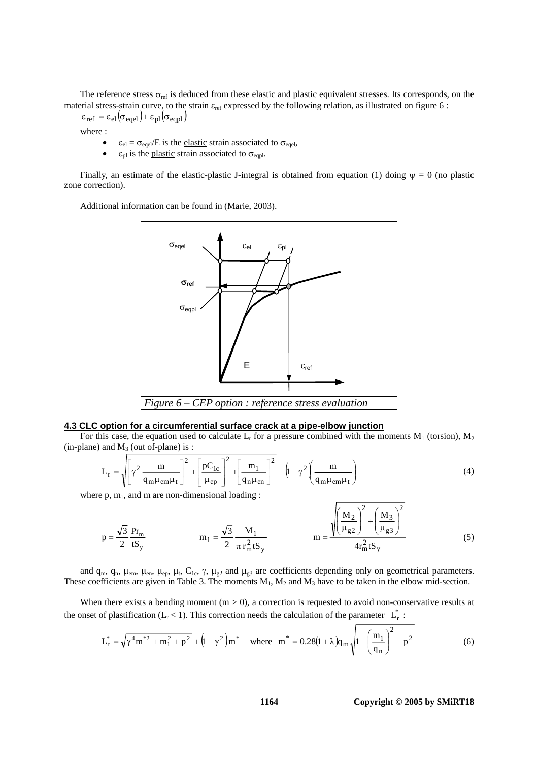The reference stress $\sigma_{ref}$ is deduced from these elastic and plastic equivalent stresses. Its corresponds, on the material stress-strain curve, to the strain $\varepsilon_{ref}$ expressed by the following relation, as illustrated on figure 6 :

$$\varepsilon_{ref} = \varepsilon_{el}(\sigma_{eqel}) + \varepsilon_{pl}(\sigma_{eqpl})$$

where :

- $\varepsilon_{el} = \sigma_{eqel}/E$ is the elastic strain associated to $\sigma_{eqel}$,
- $\varepsilon_{pl}$ is the plastic strain associated to $\sigma_{eqpl}$.

Finally, an estimate of the elastic-plastic J-integral is obtained from equation (1) doing $\psi = 0$ (no plastic zone correction).

Additional information can be found in (Marie, 2003).

*Figure 6 – CEP option : reference stress evaluation*

#### 4.3 CLC option for a circumferential surface crack at a pipe-elbow junction

For this case, the equation used to calculate $L_r$ for a pressure combined with the moments $M_1$ (torsion), $M_2$ (in-plane) and $M_3$ (out of-plane) is :

$$L_r = \sqrt{\left[\gamma^2 \frac{m}{q_m \mu_{em} \mu_t}\right]^2 + \left[\frac{pC_{1c}}{\mu_{ep}}\right]^2 + \left[\frac{m_1}{q_n \mu_{en}}\right]^2} + \left(1-\gamma^2\right)\left(\frac{m}{q_m \mu_{em} \mu_t}\right) \tag{4}$$

where p, $m_1$, and m are non-dimensional loading :

$$p = \frac{\sqrt{3}}{2}\frac{Pr_m}{tS_y} \qquad m_1 = \frac{\sqrt{3}}{2}\frac{M_1}{\pi r_m^2 tS_y} \qquad m = \frac{\sqrt{\left(\frac{M_2}{\mu_{g2}}\right)^2 + \left(\frac{M_3}{\mu_{g3}}\right)^2}}{4r_m^2 tS_y} \tag{5}$$

and $q_m$, $q_n$, $\mu_{em}$, $\mu_{en}$, $\mu_{ep}$, $\mu_t$, $C_{1c}$, $\gamma$, $\mu_{g2}$ and $\mu_{g3}$ are coefficients depending only on geometrical parameters. These coefficients are given in Table 3. The moments $M_1$, $M_2$ and $M_3$ have to be taken in the elbow mid-section.

When there exists a bending moment ($m > 0$), a correction is requested to avoid non-conservative results at the onset of plastification ($L_r < 1$). This correction needs the calculation of the parameter $L_r^*$ :

$$L_r^* = \sqrt{\gamma^4 m^{*2} + m_1^2 + p^2} + \left(1-\gamma^2\right)m^* \quad \text{where} \quad m^* = 0.28(1+\lambda)q_m\sqrt{1-\left(\frac{m_1}{q_n}\right)^2 - p^2} \tag{6}$$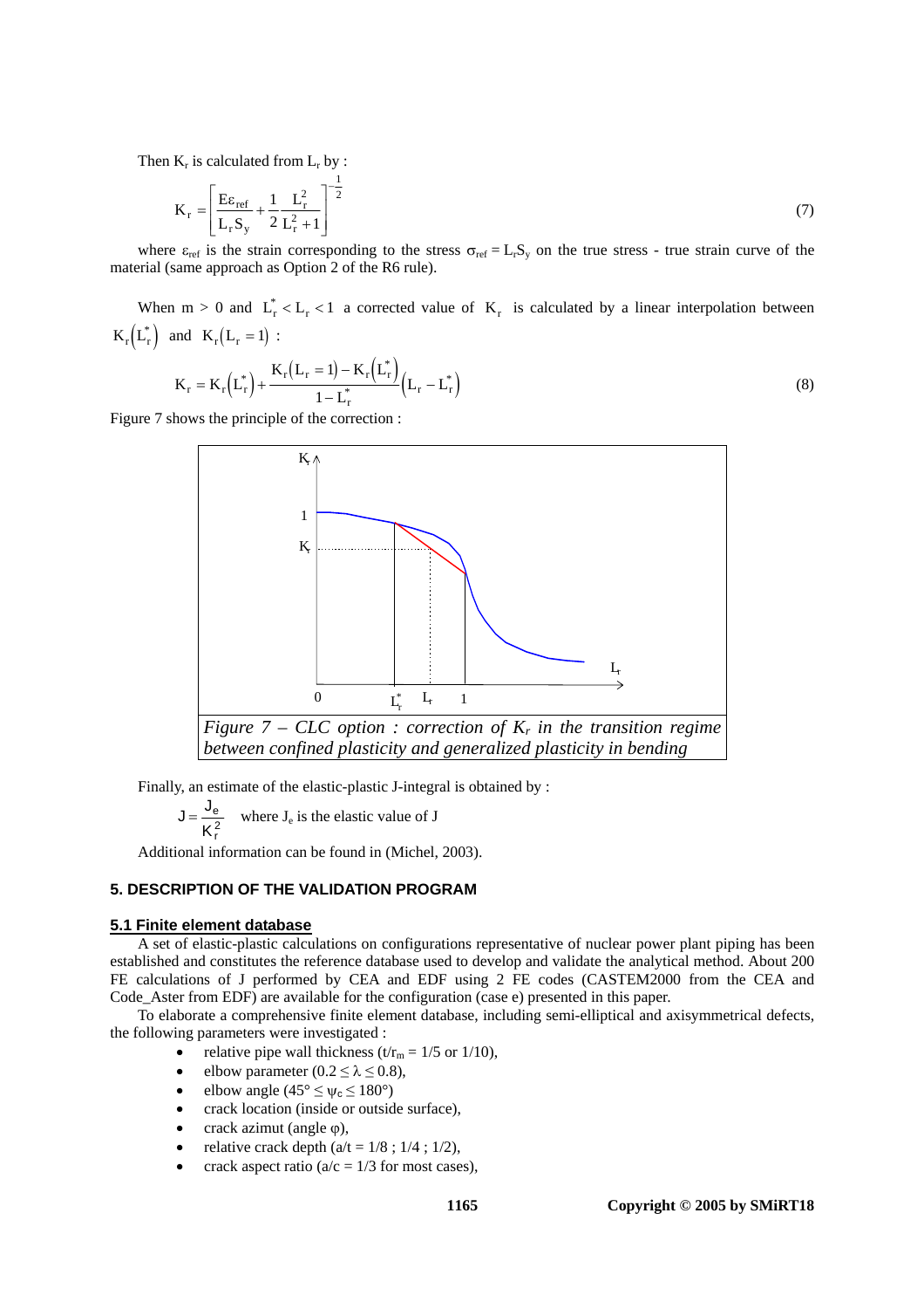Then $K_r$ is calculated from $L_r$ by :

$$K_r = \left[ \frac{E\varepsilon_{ref}}{L_r S_y} + \frac{1}{2} \frac{L_r^2}{L_r^2 + 1} \right]^{-\frac{1}{2}} \tag{7}$$

where $\varepsilon_{ref}$ is the strain corresponding to the stress $\sigma_{ref} = L_r S_y$ on the true stress - true strain curve of the material (same approach as Option 2 of the R6 rule).

When $m > 0$ and $L_r^* < L_r < 1$ a corrected value of $K_r$ is calculated by a linear interpolation between $K_r\left(L_r^*\right)$ and $K_r\left(L_r = 1\right)$ :

$$K_r = K_r\left(L_r^*\right) + \frac{K_r\left(L_r = 1\right) - K_r\left(L_r^*\right)}{1 - L_r^*}\left(L_r - L_r^*\right) \tag{8}$$

Figure 7 shows the principle of the correction :

*Figure 7 – CLC option : correction of $K_r$ in the transition regime between confined plasticity and generalized plasticity in bending*

Finally, an estimate of the elastic-plastic J-integral is obtained by :

$J = \frac{J_e}{K_r^2}$ where $J_e$ is the elastic value of J

Additional information can be found in (Michel, 2003).

## 5. DESCRIPTION OF THE VALIDATION PROGRAM

### 5.1 Finite element database

A set of elastic-plastic calculations on configurations representative of nuclear power plant piping has been established and constitutes the reference database used to develop and validate the analytical method. About 200 FE calculations of J performed by CEA and EDF using 2 FE codes (CASTEM2000 from the CEA and Code_Aster from EDF) are available for the configuration (case e) presented in this paper.

To elaborate a comprehensive finite element database, including semi-elliptical and axisymmetrical defects, the following parameters were investigated :

- relative pipe wall thickness ($t/r_m = 1/5$ or $1/10$),
- elbow parameter ($0.2 \le \lambda \le 0.8$),
- elbow angle ($45° \le \psi_c \le 180°$)
- crack location (inside or outside surface),
- crack azimut (angle $\varphi$),
- relative crack depth ($a/t = 1/8$ ; $1/4$ ; $1/2$),
- crack aspect ratio ($a/c = 1/3$ for most cases),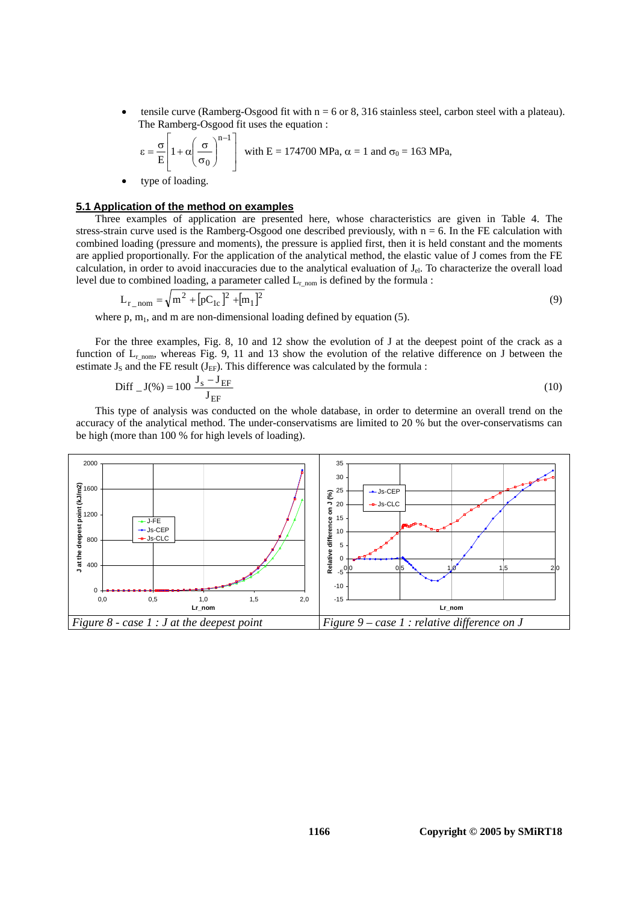- tensile curve (Ramberg-Osgood fit with n = 6 or 8, 316 stainless steel, carbon steel with a plateau). The Ramberg-Osgood fit uses the equation :

$$\varepsilon = \frac{\sigma}{E}\left[1+\alpha\left(\frac{\sigma}{\sigma_0}\right)^{n-1}\right] \quad \text{with E = 174700 MPa, } \alpha = 1 \text{ and } \sigma_0 = 163 \text{ MPa,}$$

- type of loading.

## 5.1 Application of the method on examples

Three examples of application are presented here, whose characteristics are given in Table 4. The stress-strain curve used is the Ramberg-Osgood one described previously, with n = 6. In the FE calculation with combined loading (pressure and moments), the pressure is applied first, then it is held constant and the moments are applied proportionally. For the application of the analytical method, the elastic value of J comes from the FE calculation, in order to avoid inaccuracies due to the analytical evaluation of $J_{el}$. To characterize the overall load level due to combined loading, a parameter called $L_{r\_nom}$ is defined by the formula :

$$L_{r\_nom} = \sqrt{m^2 + [pC_{1c}]^2 + [m_1]^2} \tag{9}$$

where p, $m_1$, and m are non-dimensional loading defined by equation (5).

For the three examples, Fig. 8, 10 and 12 show the evolution of J at the deepest point of the crack as a function of $L_{r\_nom}$, whereas Fig. 9, 11 and 13 show the evolution of the relative difference on J between the estimate $J_S$ and the FE result ($J_{EF}$). This difference was calculated by the formula :

$$\text{Diff\_J}(\%) = 100\,\frac{J_s - J_{EF}}{J_{EF}} \tag{10}$$

This type of analysis was conducted on the whole database, in order to determine an overall trend on the accuracy of the analytical method. The under-conservatisms are limited to 20 % but the over-conservatisms can be high (more than 100 % for high levels of loading).

*Figure 8 - case 1 : J at the deepest point*

*Figure 9 – case 1 : relative difference on J*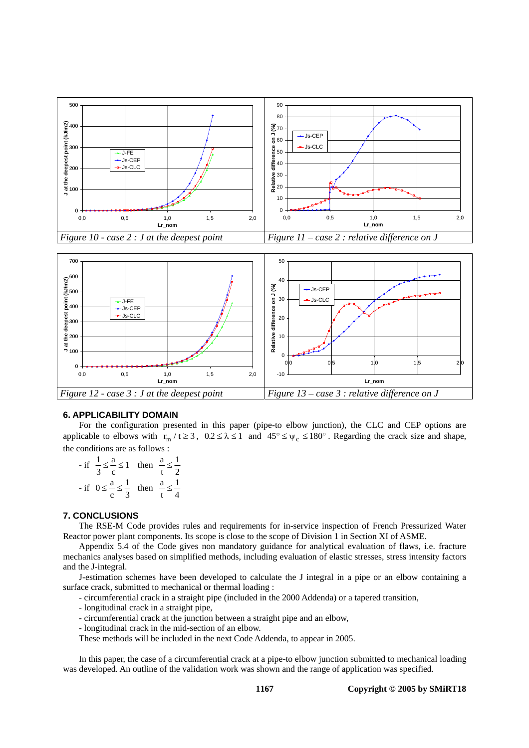Figure 10 - case 2 : J at the deepest point

Figure 11 – case 2 : relative difference on J

Figure 12 - case 3 : J at the deepest point

Figure 13 – case 3 : relative difference on J

## 6. APPLICABILITY DOMAIN

For the configuration presented in this paper (pipe-to elbow junction), the CLC and CEP options are applicable to elbows with $r_m / t \geq 3$, $0.2 \leq \lambda \leq 1$ and $45° \leq \psi_c \leq 180°$. Regarding the crack size and shape, the conditions are as follows :

- if $\frac{1}{3} \leq \frac{a}{c} \leq 1$ then $\frac{a}{t} \leq \frac{1}{2}$
- if $0 \leq \frac{a}{c} \leq \frac{1}{3}$ then $\frac{a}{t} \leq \frac{1}{4}$

## 7. CONCLUSIONS

The RSE-M Code provides rules and requirements for in-service inspection of French Pressurized Water Reactor power plant components. Its scope is close to the scope of Division 1 in Section XI of ASME.

Appendix 5.4 of the Code gives non mandatory guidance for analytical evaluation of flaws, i.e. fracture mechanics analyses based on simplified methods, including evaluation of elastic stresses, stress intensity factors and the J-integral.

J-estimation schemes have been developed to calculate the J integral in a pipe or an elbow containing a surface crack, submitted to mechanical or thermal loading :

- circumferential crack in a straight pipe (included in the 2000 Addenda) or a tapered transition,
- longitudinal crack in a straight pipe,
- circumferential crack at the junction between a straight pipe and an elbow,
- longitudinal crack in the mid-section of an elbow.

These methods will be included in the next Code Addenda, to appear in 2005.

In this paper, the case of a circumferential crack at a pipe-to elbow junction submitted to mechanical loading was developed. An outline of the validation work was shown and the range of application was specified.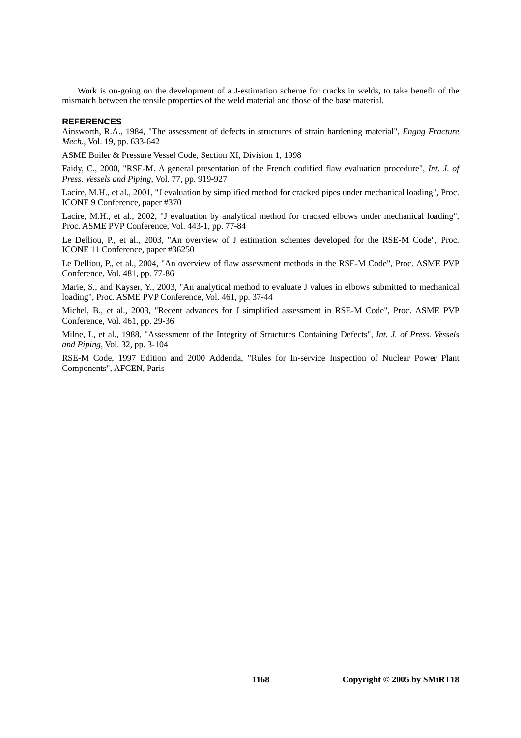Work is on-going on the development of a J-estimation scheme for cracks in welds, to take benefit of the mismatch between the tensile properties of the weld material and those of the base material.

## REFERENCES

Ainsworth, R.A., 1984, "The assessment of defects in structures of strain hardening material", *Engng Fracture Mech.*, Vol. 19, pp. 633-642

ASME Boiler & Pressure Vessel Code, Section XI, Division 1, 1998

Faidy, C., 2000, "RSE-M. A general presentation of the French codified flaw evaluation procedure", *Int. J. of Press. Vessels and Piping*, Vol. 77, pp. 919-927

Lacire, M.H., et al., 2001, "J evaluation by simplified method for cracked pipes under mechanical loading", Proc. ICONE 9 Conference, paper #370

Lacire, M.H., et al., 2002, "J evaluation by analytical method for cracked elbows under mechanical loading", Proc. ASME PVP Conference, Vol. 443-1, pp. 77-84

Le Delliou, P., et al., 2003, "An overview of J estimation schemes developed for the RSE-M Code", Proc. ICONE 11 Conference, paper #36250

Le Delliou, P., et al., 2004, "An overview of flaw assessment methods in the RSE-M Code", Proc. ASME PVP Conference, Vol. 481, pp. 77-86

Marie, S., and Kayser, Y., 2003, "An analytical method to evaluate J values in elbows submitted to mechanical loading", Proc. ASME PVP Conference, Vol. 461, pp. 37-44

Michel, B., et al., 2003, "Recent advances for J simplified assessment in RSE-M Code", Proc. ASME PVP Conference, Vol. 461, pp. 29-36

Milne, I., et al., 1988, "Assessment of the Integrity of Structures Containing Defects", *Int. J. of Press. Vessels and Piping*, Vol. 32, pp. 3-104

RSE-M Code, 1997 Edition and 2000 Addenda, "Rules for In-service Inspection of Nuclear Power Plant Components", AFCEN, Paris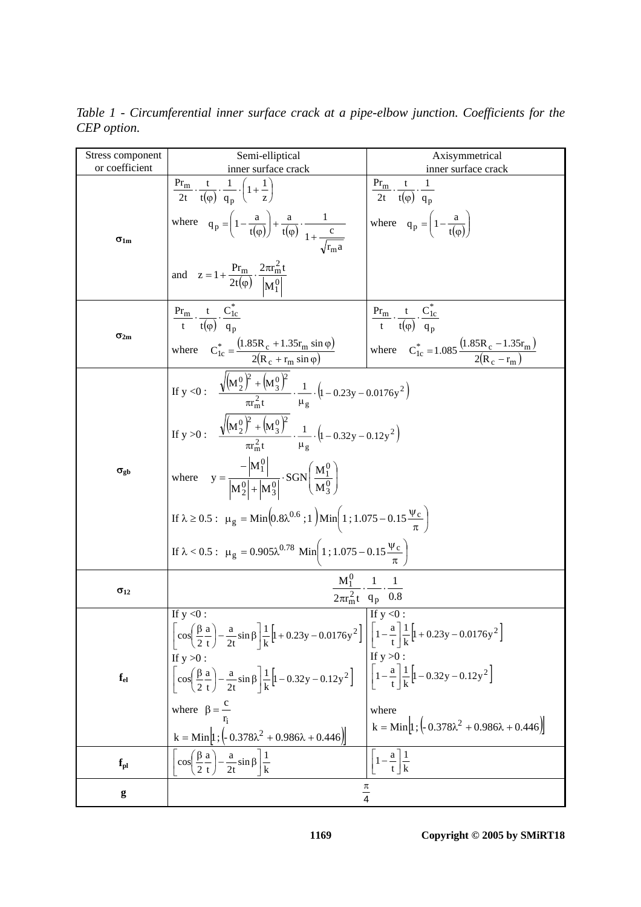*Table 1 - Circumferential inner surface crack at a pipe-elbow junction. Coefficients for the CEP option.*

| Stress component or coefficient | Semi-elliptical inner surface crack | Axisymmetrical inner surface crack |
|---|---|---|
| $\sigma_{1m}$ | $\frac{Pr_m}{2t}\cdot\frac{t}{t(\varphi)}\cdot\frac{1}{q_p}\cdot\left(1+\frac{1}{z}\right)$ <br> where $q_p=\left(1-\frac{a}{t(\varphi)}\right)+\frac{a}{t(\varphi)}\cdot\frac{1}{1+\frac{c}{\sqrt{r_m a}}}$ <br> and $z=1+\frac{Pr_m}{2t(\varphi)}\cdot\frac{2\pi r_m^2 t}{\left\|M_1^0\right\|}$ | $\frac{Pr_m}{2t}\cdot\frac{t}{t(\varphi)}\cdot\frac{1}{q_p}$ <br> where $q_p=\left(1-\frac{a}{t(\varphi)}\right)$ |
| $\sigma_{2m}$ | $\frac{Pr_m}{t}\cdot\frac{t}{t(\varphi)}\cdot\frac{C_{1c}^*}{q_p}$ <br> where $C_{1c}^*=\frac{(1.85R_c+1.35r_m\sin\varphi)}{2(R_c+r_m\sin\varphi)}$ | $\frac{Pr_m}{t}\cdot\frac{t}{t(\varphi)}\cdot\frac{C_{1c}^*}{q_p}$ <br> where $C_{1c}^*=1.085\frac{(1.85R_c-1.35r_m)}{2(R_c-r_m)}$ |
| $\sigma_{gb}$ | If $y<0$: $\frac{\sqrt{(M_2^0)^2+(M_3^0)^2}}{\pi r_m^2 t}\cdot\frac{1}{\mu_g}\cdot\left(1-0.23y-0.0176y^2\right)$ <br> If $y>0$: $\frac{\sqrt{(M_2^0)^2+(M_3^0)^2}}{\pi r_m^2 t}\cdot\frac{1}{\mu_g}\cdot\left(1-0.32y-0.12y^2\right)$ <br> where $y=\frac{-\left\|M_1^0\right\|}{\left\|M_2^0\right\|+\left\|M_3^0\right\|}\cdot SGN\left(\frac{M_1^0}{M_3^0}\right)$ <br> If $\lambda\geq 0.5$: $\mu_g=Min\left(0.8\lambda^{0.6};1\right)Min\left(1;1.075-0.15\frac{\psi_c}{\pi}\right)$ <br> If $\lambda<0.5$: $\mu_g=0.905\lambda^{0.78}\ Min\left(1;1.075-0.15\frac{\psi_c}{\pi}\right)$ | |
| $\sigma_{12}$ | $\frac{M_1^0}{2\pi r_m^2 t}\cdot\frac{1}{q_p}\cdot\frac{1}{0.8}$ | |
| $f_{el}$ | If $y<0$: <br> $\left[\cos\left(\frac{\beta}{2}\frac{a}{t}\right)-\frac{a}{2t}\sin\beta\right]\frac{1}{k}\left[1+0.23y-0.0176y^2\right]$ <br> If $y>0$: <br> $\left[\cos\left(\frac{\beta}{2}\frac{a}{t}\right)-\frac{a}{2t}\sin\beta\right]\frac{1}{k}\left[1-0.32y-0.12y^2\right]$ <br> where $\beta=\frac{c}{r_i}$ <br> $k=Min\left[1;\left(-0.378\lambda^2+0.986\lambda+0.446\right)\right]$ | If $y<0$: <br> $\left[1-\frac{a}{t}\right]\frac{1}{k}\left[1+0.23y-0.0176y^2\right]$ <br> If $y>0$: <br> $\left[1-\frac{a}{t}\right]\frac{1}{k}\left[1-0.32y-0.12y^2\right]$ <br> where <br> $k=Min\left[1;\left(-0.378\lambda^2+0.986\lambda+0.446\right)\right]$ |
| $f_{pl}$ | $\left[\cos\left(\frac{\beta}{2}\frac{a}{t}\right)-\frac{a}{2t}\sin\beta\right]\frac{1}{k}$ | $\left[1-\frac{a}{t}\right]\frac{1}{k}$ |
| $g$ | $\frac{\pi}{4}$ | |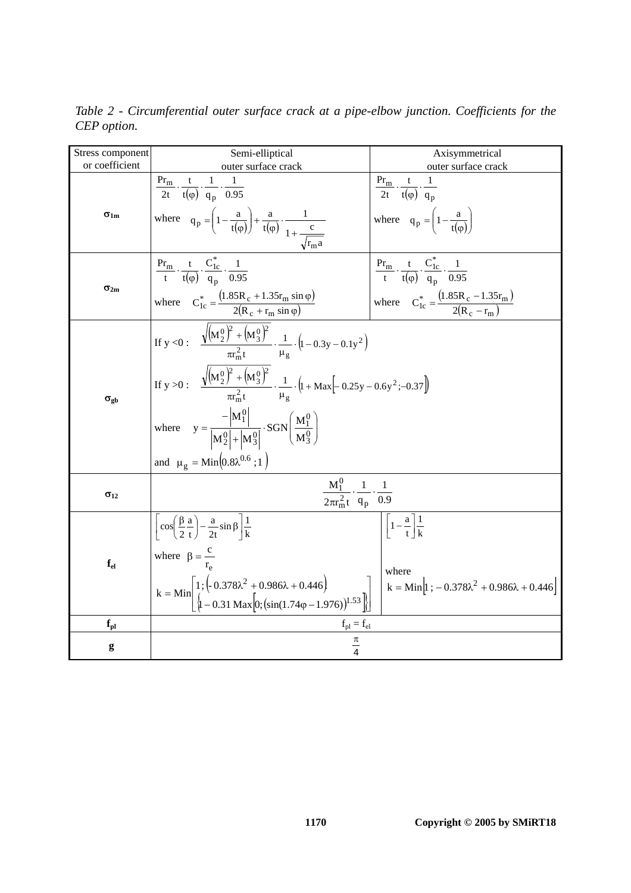*Table 2 - Circumferential outer surface crack at a pipe-elbow junction. Coefficients for the CEP option.*

| Stress component or coefficient | Semi-elliptical outer surface crack | Axisymmetrical outer surface crack |
|---|---|---|
| $\sigma_{1m}$ | $\frac{Pr_m}{2t} \cdot \frac{t}{t(\varphi)} \cdot \frac{1}{q_p} \cdot \frac{1}{0.95}$ where $q_p = \left(1 - \frac{a}{t(\varphi)}\right) + \frac{a}{t(\varphi)} \cdot \frac{1}{1 + \frac{c}{\sqrt{r_m a}}}$ | $\frac{Pr_m}{2t} \cdot \frac{t}{t(\varphi)} \cdot \frac{1}{q_p}$ where $q_p = \left(1 - \frac{a}{t(\varphi)}\right)$ |
| $\sigma_{2m}$ | $\frac{Pr_m}{t} \cdot \frac{t}{t(\varphi)} \cdot \frac{C_{1c}^*}{q_p} \cdot \frac{1}{0.95}$ where $C_{1c}^* = \frac{(1.85R_c + 1.35r_m \sin\varphi)}{2(R_c + r_m \sin\varphi)}$ | $\frac{Pr_m}{t} \cdot \frac{t}{t(\varphi)} \cdot \frac{C_{1c}^*}{q_p} \cdot \frac{1}{0.95}$ where $C_{1c}^* = \frac{(1.85R_c - 1.35r_m)}{2(R_c - r_m)}$ |
| $\sigma_{gb}$ | If $y < 0$: $\frac{\sqrt{(M_2^0)^2 + (M_3^0)^2}}{\pi r_m^2 t} \cdot \frac{1}{\mu_g} \cdot (1 - 0.3y - 0.1y^2)$ <br> If $y > 0$: $\frac{\sqrt{(M_2^0)^2 + (M_3^0)^2}}{\pi r_m^2 t} \cdot \frac{1}{\mu_g} \cdot (1 + \mathrm{Max}[-0.25y - 0.6y^2; -0.37])$ <br> where $y = \frac{-\lvert M_1^0\rvert}{\lvert M_2^0\rvert + \lvert M_3^0\rvert} \cdot \mathrm{SGN}\left(\frac{M_1^0}{M_3^0}\right)$ <br> and $\mu_g = \mathrm{Min}(0.8\lambda^{0.6}; 1)$ | |
| $\sigma_{12}$ | $\frac{M_1^0}{2\pi r_m^2 t} \cdot \frac{1}{q_p} \cdot \frac{1}{0.9}$ | |
| $f_{el}$ | $\left[\cos\left(\frac{\beta}{2}\frac{a}{t}\right) - \frac{a}{2t}\sin\beta\right]\frac{1}{k}$ where $\beta = \frac{c}{r_e}$ <br> $k = \mathrm{Min}\left[1; (-0.378\lambda^2 + 0.986\lambda + 0.446) \cdot \{1 - 0.31\,\mathrm{Max}[0; (\sin(1.74\varphi - 1.976))^{1.53}]\}\right]$ | $\left[1 - \frac{a}{t}\right]\frac{1}{k}$ where $k = \mathrm{Min}[1; -0.378\lambda^2 + 0.986\lambda + 0.446]$ |
| $f_{pl}$ | $f_{pl} = f_{el}$ | |
| $g$ | $\frac{\pi}{4}$ | |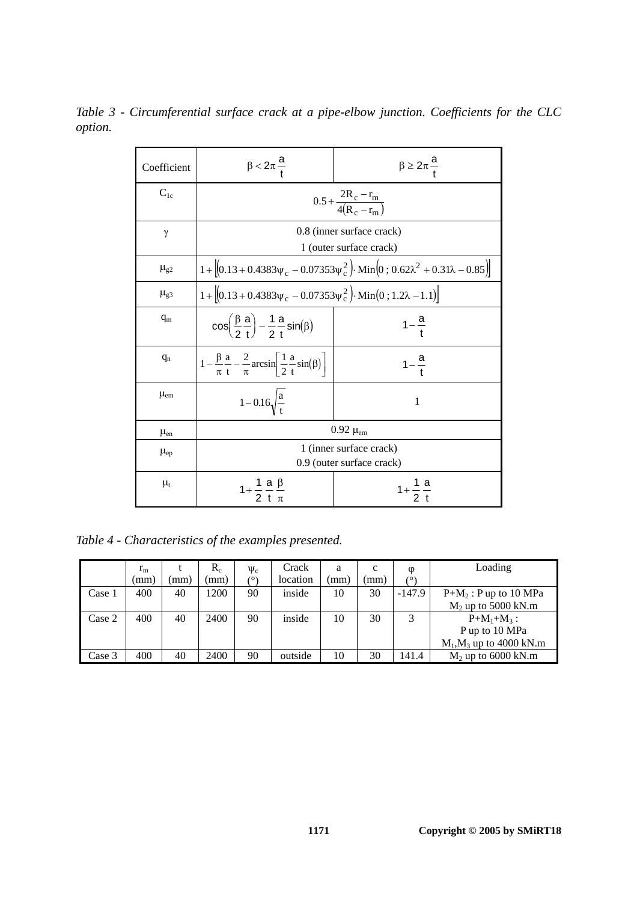*Table 3 - Circumferential surface crack at a pipe-elbow junction. Coefficients for the CLC option.*

| Coefficient | $\beta < 2\pi \frac{a}{t}$ | $\beta \geq 2\pi \frac{a}{t}$ |
|---|---|---|
| $C_{1c}$ | $0.5 + \frac{2R_c - r_m}{4(R_c - r_m)}$ | |
| $\gamma$ | 0.8 (inner surface crack)<br>1 (outer surface crack) | |
| $\mu_{g2}$ | $1 + \left[\left(0.13 + 0.4383\psi_c - 0.07353\psi_c^2\right) \cdot \mathrm{Min}\left(0\ ;\ 0.62\lambda^2 + 0.31\lambda - 0.85\right)\right]$ | |
| $\mu_{g3}$ | $1 + \left[\left(0.13 + 0.4383\psi_c - 0.07353\psi_c^2\right) \cdot \mathrm{Min}\left(0\ ;\ 1.2\lambda - 1.1\right)\right]$ | |
| $q_m$ | $\cos\left(\frac{\beta}{2}\frac{a}{t}\right) - \frac{1}{2}\frac{a}{t}\sin(\beta)$ | $1 - \frac{a}{t}$ |
| $q_n$ | $1 - \frac{\beta}{\pi}\frac{a}{t} - \frac{2}{\pi}\arcsin\left[\frac{1}{2}\frac{a}{t}\sin(\beta)\right]$ | $1 - \frac{a}{t}$ |
| $\mu_{em}$ | $1 - 0.16\sqrt{\frac{a}{t}}$ | 1 |
| $\mu_{en}$ | $0.92\ \mu_{em}$ | |
| $\mu_{ep}$ | 1 (inner surface crack)<br>0.9 (outer surface crack) | |
| $\mu_t$ | $1 + \frac{1}{2}\frac{a}{t}\frac{\beta}{\pi}$ | $1 + \frac{1}{2}\frac{a}{t}$ |

*Table 4 - Characteristics of the examples presented.*

| | $r_m$ (mm) | t (mm) | $R_c$ (mm) | $\psi_c$ (°) | Crack location | a (mm) | c (mm) | $\varphi$ (°) | Loading |
|---|---|---|---|---|---|---|---|---|---|
| Case 1 | 400 | 40 | 1200 | 90 | inside | 10 | 30 | -147.9 | $P+M_2$ : P up to 10 MPa<br>$M_2$ up to 5000 kN.m |
| Case 2 | 400 | 40 | 2400 | 90 | inside | 10 | 30 | 3 | $P+M_1+M_3$ :<br>P up to 10 MPa<br>$M_1,M_3$ up to 4000 kN.m |
| Case 3 | 400 | 40 | 2400 | 90 | outside | 10 | 30 | 141.4 | $M_2$ up to 6000 kN.m |